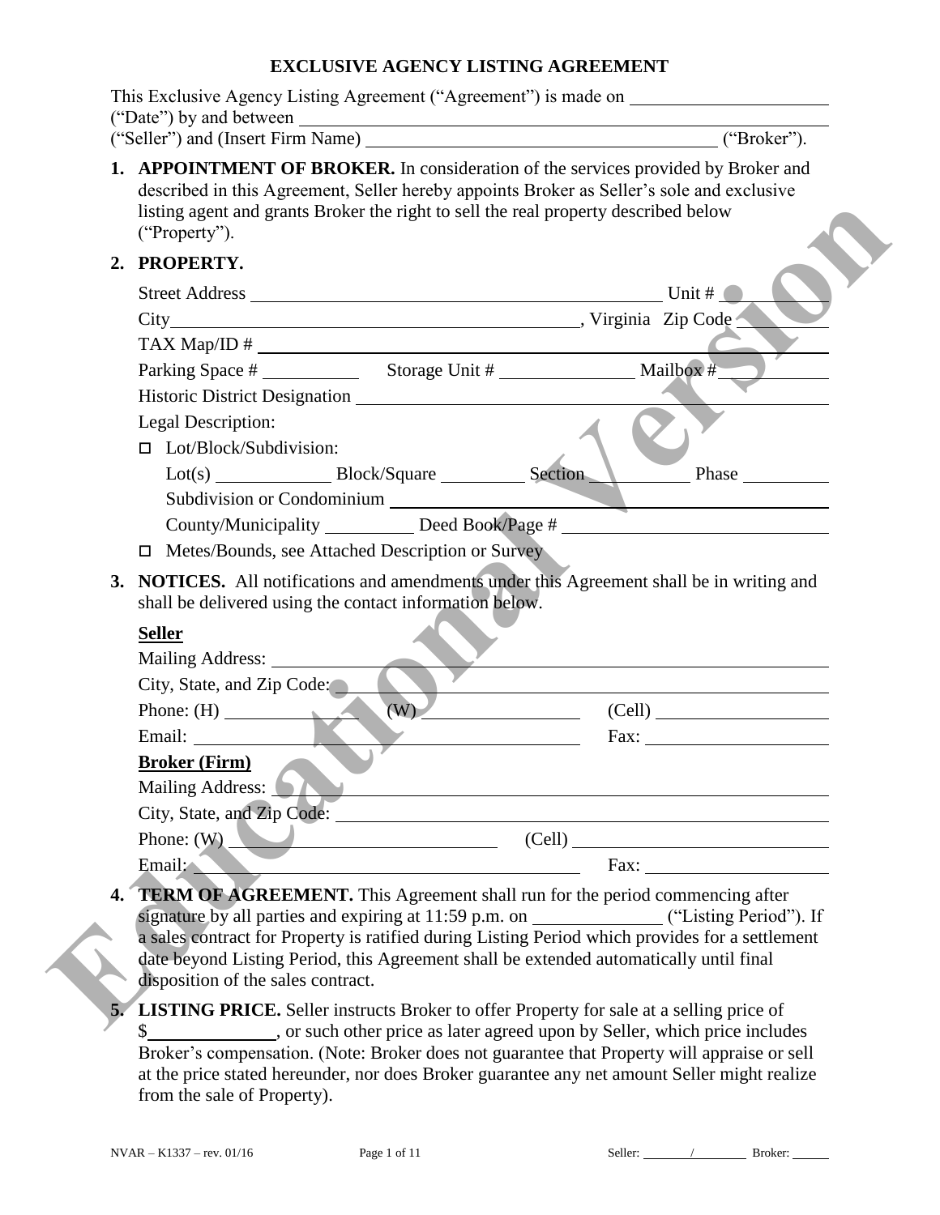# EXCLUSIVE AGENCY LISTING AGREEMENT

This Exclusive Agency Listing Agreement ("Agreement") is made on ____________________ ("Date") by and between ______________________________________________ ("Seller") and (Insert Firm Name) ____________________________________ ("Broker").

1. **APPOINTMENT OF BROKER.** In consideration of the services provided by Broker and described in this Agreement, Seller hereby appoints Broker as Seller's sole and exclusive listing agent and grants Broker the right to sell the real property described below ("Property").

2. **PROPERTY.**

   Street Address ____________________________________________ Unit # ________

   City ____________________________________________, Virginia Zip Code ________

   TAX Map/ID # ____________________________________________________________

   Parking Space # __________ Storage Unit # ______________ Mailbox # __________

   Historic District Designation ______________________________________________

   Legal Description:

   ☐ Lot/Block/Subdivision:

   Lot(s) ____________ Block/Square _________ Section __________ Phase _________

   Subdivision or Condominium ______________________________________________

   County/Municipality _________ Deed Book/Page # ___________________________

   ☐ Metes/Bounds, see Attached Description or Survey

3. **NOTICES.** All notifications and amendments under this Agreement shall be in writing and shall be delivered using the contact information below.

   **Seller**

   Mailing Address: ________________________________________________________

   City, State, and Zip Code: _________________________________________________

   Phone: (H) ______________ (W) _________________ (Cell) ___________________

   Email: ______________________________________ Fax: _____________________

   **Broker (Firm)**

   Mailing Address: ________________________________________________________

   City, State, and Zip Code: _________________________________________________

   Phone: (W) ___________________________ (Cell) ____________________________

   Email: ______________________________________ Fax: _____________________

4. **TERM OF AGREEMENT.** This Agreement shall run for the period commencing after signature by all parties and expiring at 11:59 p.m. on _____________ ("Listing Period"). If a sales contract for Property is ratified during Listing Period which provides for a settlement date beyond Listing Period, this Agreement shall be extended automatically until final disposition of the sales contract.

5. **LISTING PRICE.** Seller instructs Broker to offer Property for sale at a selling price of $______________, or such other price as later agreed upon by Seller, which price includes Broker's compensation. (Note: Broker does not guarantee that Property will appraise or sell at the price stated hereunder, nor does Broker guarantee any net amount Seller might realize from the sale of Property).

NVAR – K1337 – rev. 01/16 Seller: _______/_______ Broker: _____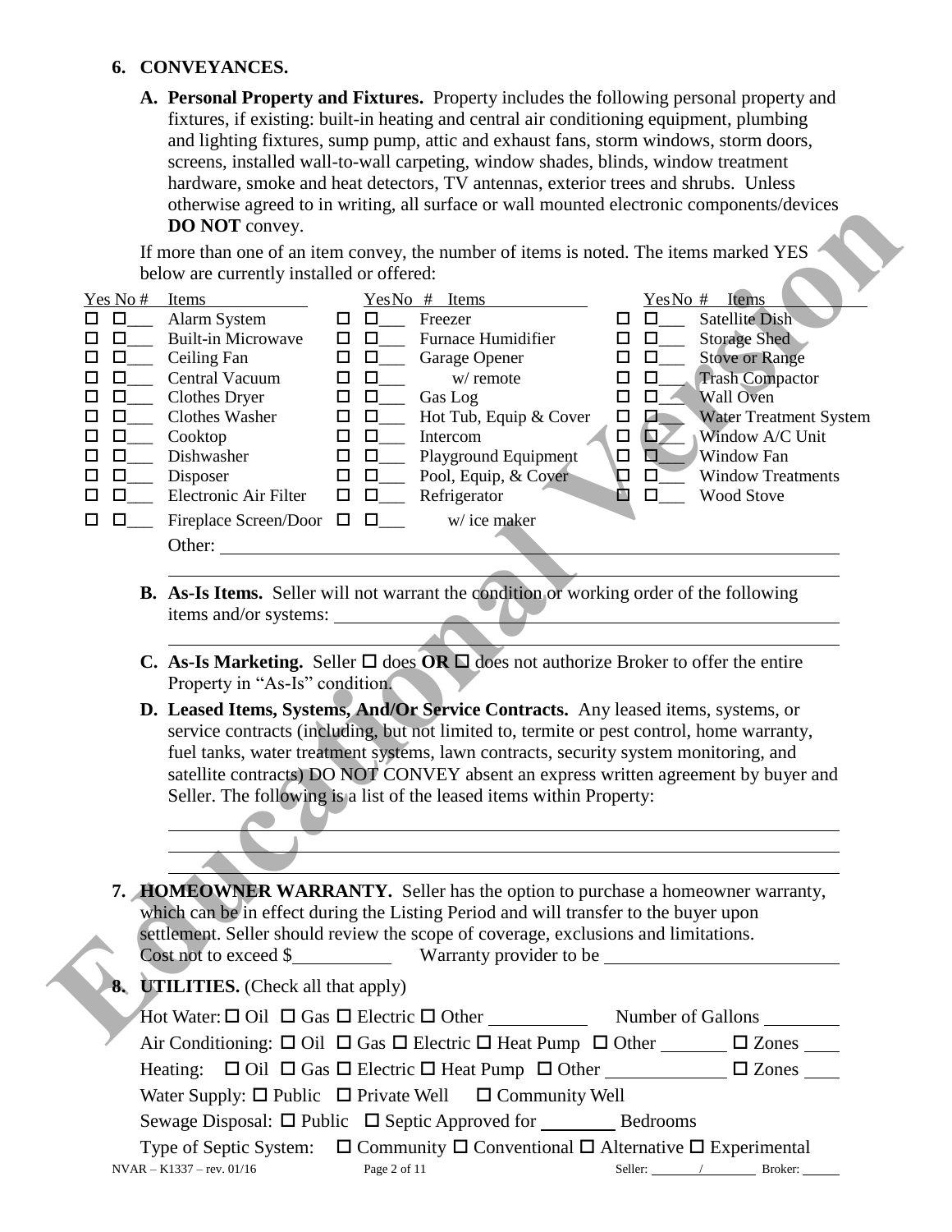## 6. CONVEYANCES.

**A. Personal Property and Fixtures.** Property includes the following personal property and fixtures, if existing: built-in heating and central air conditioning equipment, plumbing and lighting fixtures, sump pump, attic and exhaust fans, storm windows, storm doors, screens, installed wall-to-wall carpeting, window shades, blinds, window treatment hardware, smoke and heat detectors, TV antennas, exterior trees and shrubs. Unless otherwise agreed to in writing, all surface or wall mounted electronic components/devices **DO NOT** convey.

If more than one of an item convey, the number of items is noted. The items marked YES below are currently installed or offered:

| Yes | No | # | Items | Yes | No | # | Items | Yes | No | # | Items |
|---|---|---|---|---|---|---|---|---|---|---|---|
| ☐ | ☐ | ___ | Alarm System | ☐ | ☐ | ___ | Freezer | ☐ | ☐ | ___ | Satellite Dish |
| ☐ | ☐ | ___ | Built-in Microwave | ☐ | ☐ | ___ | Furnace Humidifier | ☐ | ☐ | ___ | Storage Shed |
| ☐ | ☐ | ___ | Ceiling Fan | ☐ | ☐ | ___ | Garage Opener | ☐ | ☐ | ___ | Stove or Range |
| ☐ | ☐ | ___ | Central Vacuum | ☐ | ☐ | ___ | w/ remote | ☐ | ☐ | ___ | Trash Compactor |
| ☐ | ☐ | ___ | Clothes Dryer | ☐ | ☐ | ___ | Gas Log | ☐ | ☐ | ___ | Wall Oven |
| ☐ | ☐ | ___ | Clothes Washer | ☐ | ☐ | ___ | Hot Tub, Equip & Cover | ☐ | ☐ | ___ | Water Treatment System |
| ☐ | ☐ | ___ | Cooktop | ☐ | ☐ | ___ | Intercom | ☐ | ☐ | ___ | Window A/C Unit |
| ☐ | ☐ | ___ | Dishwasher | ☐ | ☐ | ___ | Playground Equipment | ☐ | ☐ | ___ | Window Fan |
| ☐ | ☐ | ___ | Disposer | ☐ | ☐ | ___ | Pool, Equip, & Cover | ☐ | ☐ | ___ | Window Treatments |
| ☐ | ☐ | ___ | Electronic Air Filter | ☐ | ☐ | ___ | Refrigerator | ☐ | ☐ | ___ | Wood Stove |
| ☐ | ☐ | ___ | Fireplace Screen/Door | ☐ | ☐ | ___ | w/ ice maker | | | | |

Other: ______________________________________________________________

______________________________________________________________

**B. As-Is Items.** Seller will not warrant the condition or working order of the following items and/or systems: ______________________________________________

______________________________________________________________

**C. As-Is Marketing.** Seller ☐ does **OR** ☐ does not authorize Broker to offer the entire Property in "As-Is" condition.

**D. Leased Items, Systems, And/Or Service Contracts.** Any leased items, systems, or service contracts (including, but not limited to, termite or pest control, home warranty, fuel tanks, water treatment systems, lawn contracts, security system monitoring, and satellite contracts) DO NOT CONVEY absent an express written agreement by buyer and Seller. The following is a list of the leased items within Property:

______________________________________________________________

______________________________________________________________

______________________________________________________________

## 7. HOMEOWNER WARRANTY.

Seller has the option to purchase a homeowner warranty, which can be in effect during the Listing Period and will transfer to the buyer upon settlement. Seller should review the scope of coverage, exclusions and limitations.
Cost not to exceed $__________ Warranty provider to be ________________________

## 8. UTILITIES. (Check all that apply)

Hot Water: ☐ Oil ☐ Gas ☐ Electric ☐ Other __________ Number of Gallons ________

Air Conditioning: ☐ Oil ☐ Gas ☐ Electric ☐ Heat Pump ☐ Other _______ ☐ Zones ____

Heating: ☐ Oil ☐ Gas ☐ Electric ☐ Heat Pump ☐ Other ____________ ☐ Zones ____

Water Supply: ☐ Public ☐ Private Well ☐ Community Well

Sewage Disposal: ☐ Public ☐ Septic Approved for ________ Bedrooms

Type of Septic System: ☐ Community ☐ Conventional ☐ Alternative ☐ Experimental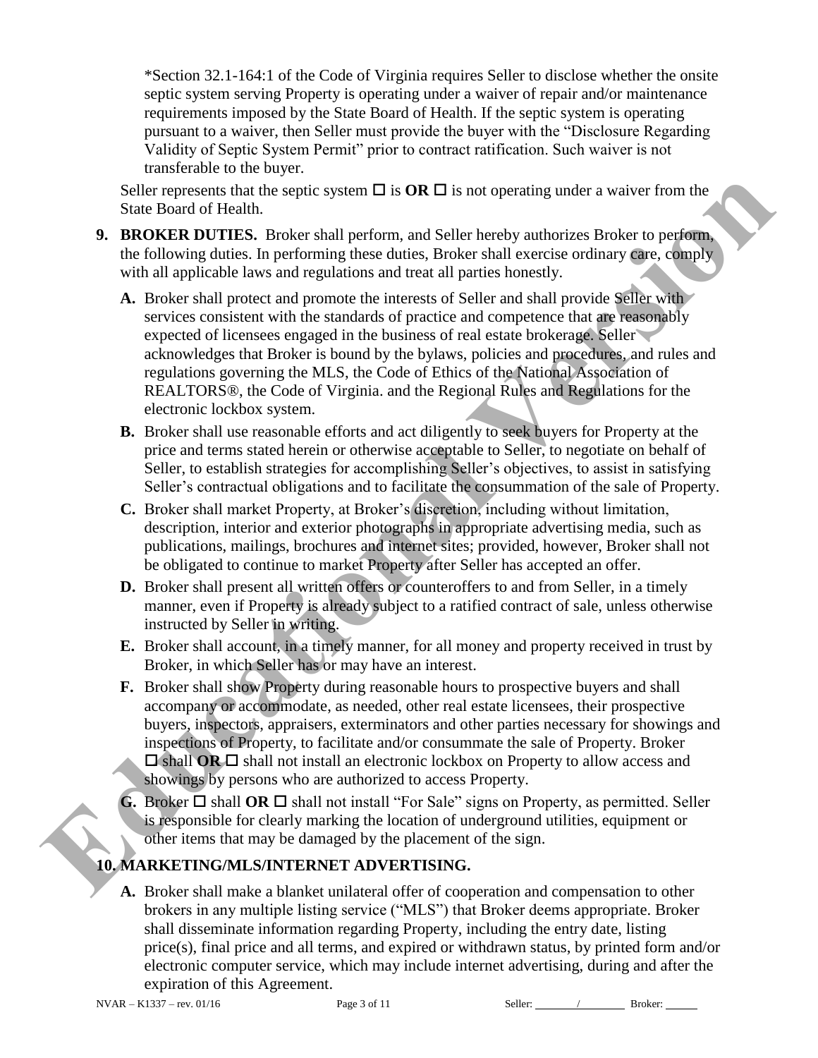*Section 32.1-164:1 of the Code of Virginia requires Seller to disclose whether the onsite septic system serving Property is operating under a waiver of repair and/or maintenance requirements imposed by the State Board of Health. If the septic system is operating pursuant to a waiver, then Seller must provide the buyer with the "Disclosure Regarding Validity of Septic System Permit" prior to contract ratification. Such waiver is not transferable to the buyer.

Seller represents that the septic system ☐ is **OR** ☐ is not operating under a waiver from the State Board of Health.

**9. BROKER DUTIES.** Broker shall perform, and Seller hereby authorizes Broker to perform, the following duties. In performing these duties, Broker shall exercise ordinary care, comply with all applicable laws and regulations and treat all parties honestly.

**A.** Broker shall protect and promote the interests of Seller and shall provide Seller with services consistent with the standards of practice and competence that are reasonably expected of licensees engaged in the business of real estate brokerage. Seller acknowledges that Broker is bound by the bylaws, policies and procedures, and rules and regulations governing the MLS, the Code of Ethics of the National Association of REALTORS®, the Code of Virginia. and the Regional Rules and Regulations for the electronic lockbox system.

**B.** Broker shall use reasonable efforts and act diligently to seek buyers for Property at the price and terms stated herein or otherwise acceptable to Seller, to negotiate on behalf of Seller, to establish strategies for accomplishing Seller's objectives, to assist in satisfying Seller's contractual obligations and to facilitate the consummation of the sale of Property.

**C.** Broker shall market Property, at Broker's discretion, including without limitation, description, interior and exterior photographs in appropriate advertising media, such as publications, mailings, brochures and internet sites; provided, however, Broker shall not be obligated to continue to market Property after Seller has accepted an offer.

**D.** Broker shall present all written offers or counteroffers to and from Seller, in a timely manner, even if Property is already subject to a ratified contract of sale, unless otherwise instructed by Seller in writing.

**E.** Broker shall account, in a timely manner, for all money and property received in trust by Broker, in which Seller has or may have an interest.

**F.** Broker shall show Property during reasonable hours to prospective buyers and shall accompany or accommodate, as needed, other real estate licensees, their prospective buyers, inspectors, appraisers, exterminators and other parties necessary for showings and inspections of Property, to facilitate and/or consummate the sale of Property. Broker ☐ shall **OR** ☐ shall not install an electronic lockbox on Property to allow access and showings by persons who are authorized to access Property.

**G.** Broker ☐ shall **OR** ☐ shall not install "For Sale" signs on Property, as permitted. Seller is responsible for clearly marking the location of underground utilities, equipment or other items that may be damaged by the placement of the sign.

**10. MARKETING/MLS/INTERNET ADVERTISING.**

**A.** Broker shall make a blanket unilateral offer of cooperation and compensation to other brokers in any multiple listing service ("MLS") that Broker deems appropriate. Broker shall disseminate information regarding Property, including the entry date, listing price(s), final price and all terms, and expired or withdrawn status, by printed form and/or electronic computer service, which may include internet advertising, during and after the expiration of this Agreement.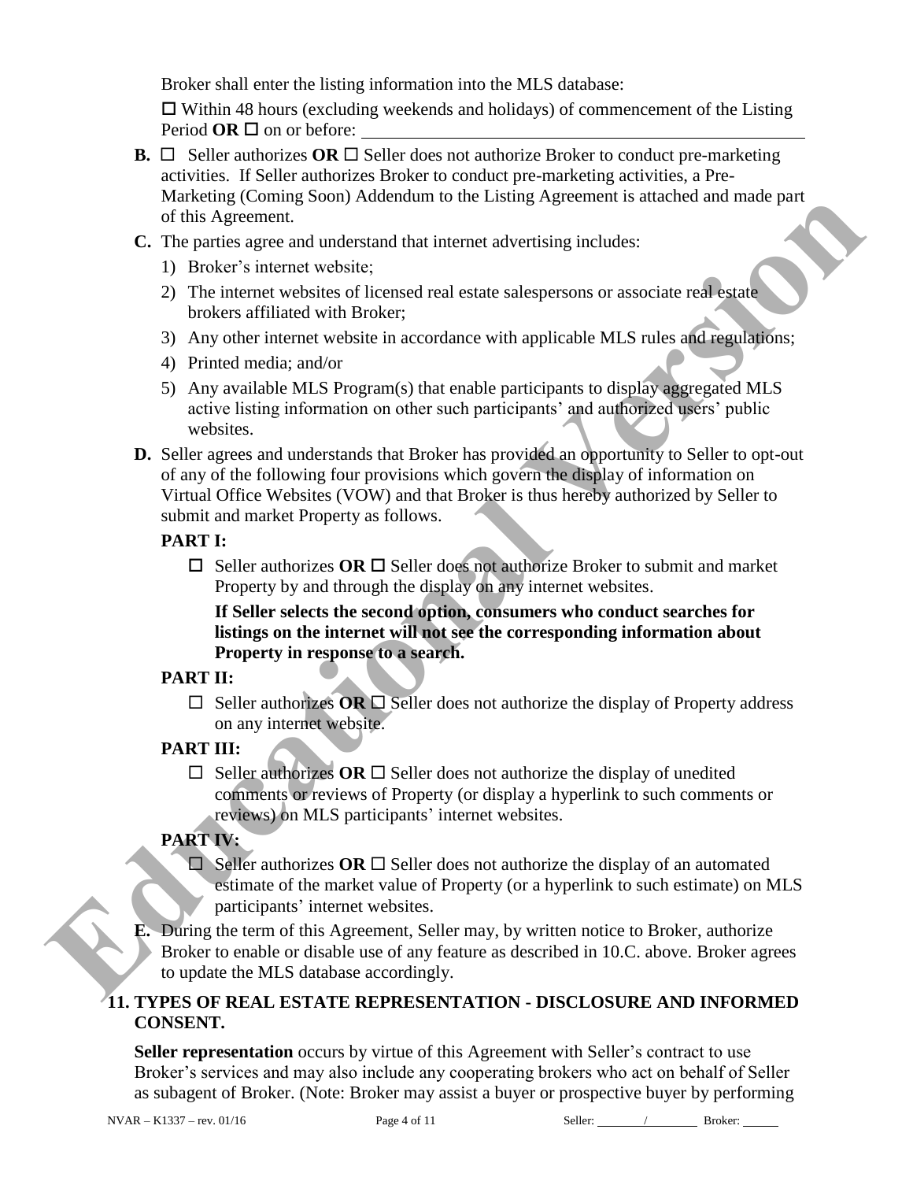Broker shall enter the listing information into the MLS database:

☐ Within 48 hours (excluding weekends and holidays) of commencement of the Listing Period **OR** ☐ on or before: ______________________________________________

**B.** ☐ Seller authorizes **OR** ☐ Seller does not authorize Broker to conduct pre-marketing activities. If Seller authorizes Broker to conduct pre-marketing activities, a Pre-Marketing (Coming Soon) Addendum to the Listing Agreement is attached and made part of this Agreement.

**C.** The parties agree and understand that internet advertising includes:

1) Broker's internet website;
2) The internet websites of licensed real estate salespersons or associate real estate brokers affiliated with Broker;
3) Any other internet website in accordance with applicable MLS rules and regulations;
4) Printed media; and/or
5) Any available MLS Program(s) that enable participants to display aggregated MLS active listing information on other such participants' and authorized users' public websites.

**D.** Seller agrees and understands that Broker has provided an opportunity to Seller to opt-out of any of the following four provisions which govern the display of information on Virtual Office Websites (VOW) and that Broker is thus hereby authorized by Seller to submit and market Property as follows.

**PART I:**

☐ Seller authorizes **OR** ☐ Seller does not authorize Broker to submit and market Property by and through the display on any internet websites.

**If Seller selects the second option, consumers who conduct searches for listings on the internet will not see the corresponding information about Property in response to a search.**

**PART II:**

☐ Seller authorizes **OR** ☐ Seller does not authorize the display of Property address on any internet website.

**PART III:**

☐ Seller authorizes **OR** ☐ Seller does not authorize the display of unedited comments or reviews of Property (or display a hyperlink to such comments or reviews) on MLS participants' internet websites.

**PART IV:**

☐ Seller authorizes **OR** ☐ Seller does not authorize the display of an automated estimate of the market value of Property (or a hyperlink to such estimate) on MLS participants' internet websites.

**E.** During the term of this Agreement, Seller may, by written notice to Broker, authorize Broker to enable or disable use of any feature as described in 10.C. above. Broker agrees to update the MLS database accordingly.

**11. TYPES OF REAL ESTATE REPRESENTATION - DISCLOSURE AND INFORMED CONSENT.**

**Seller representation** occurs by virtue of this Agreement with Seller's contract to use Broker's services and may also include any cooperating brokers who act on behalf of Seller as subagent of Broker. (Note: Broker may assist a buyer or prospective buyer by performing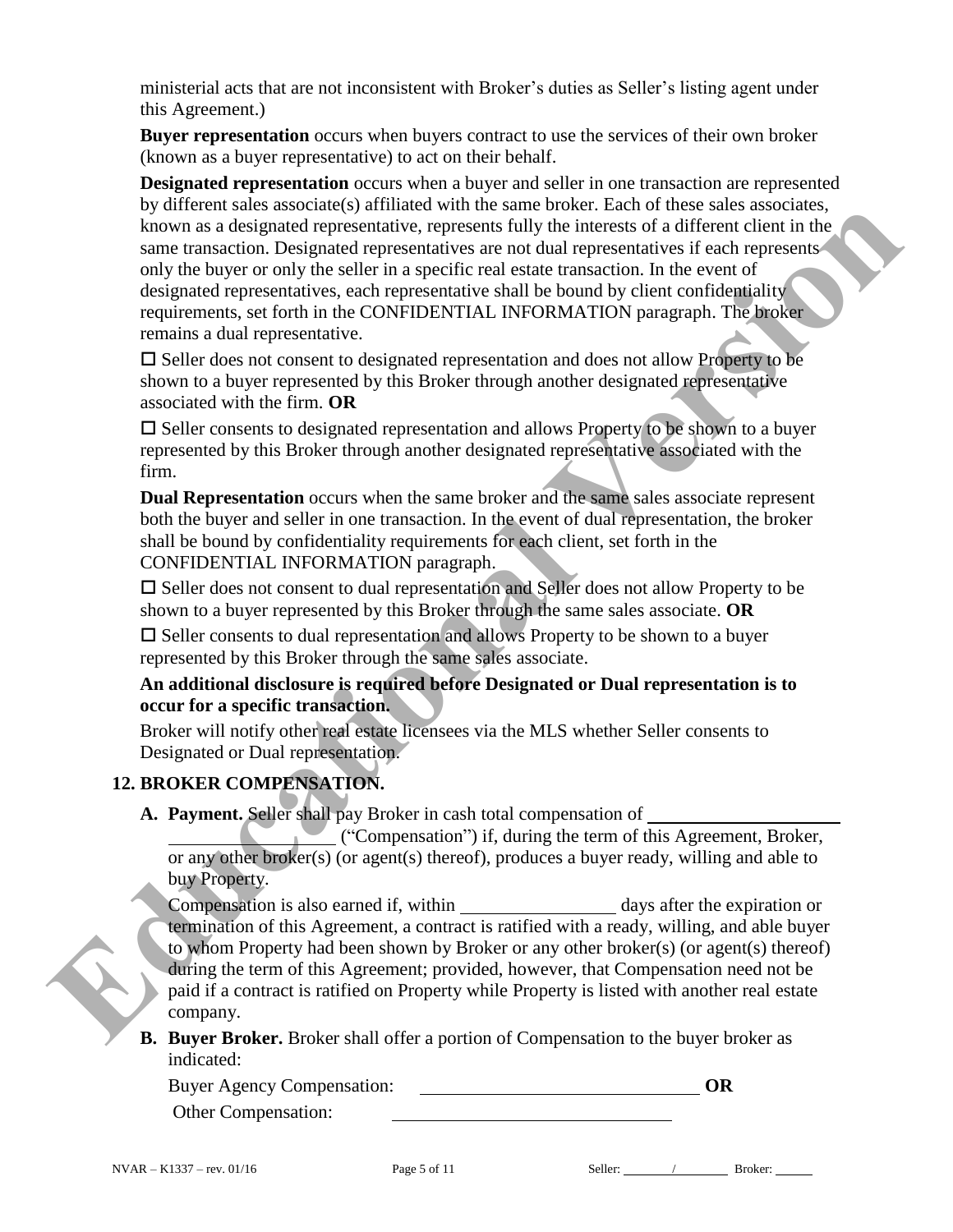ministerial acts that are not inconsistent with Broker's duties as Seller's listing agent under this Agreement.)

**Buyer representation** occurs when buyers contract to use the services of their own broker (known as a buyer representative) to act on their behalf.

**Designated representation** occurs when a buyer and seller in one transaction are represented by different sales associate(s) affiliated with the same broker. Each of these sales associates, known as a designated representative, represents fully the interests of a different client in the same transaction. Designated representatives are not dual representatives if each represents only the buyer or only the seller in a specific real estate transaction. In the event of designated representatives, each representative shall be bound by client confidentiality requirements, set forth in the CONFIDENTIAL INFORMATION paragraph. The broker remains a dual representative.

☐ Seller does not consent to designated representation and does not allow Property to be shown to a buyer represented by this Broker through another designated representative associated with the firm. **OR**

☐ Seller consents to designated representation and allows Property to be shown to a buyer represented by this Broker through another designated representative associated with the firm.

**Dual Representation** occurs when the same broker and the same sales associate represent both the buyer and seller in one transaction. In the event of dual representation, the broker shall be bound by confidentiality requirements for each client, set forth in the CONFIDENTIAL INFORMATION paragraph.

☐ Seller does not consent to dual representation and Seller does not allow Property to be shown to a buyer represented by this Broker through the same sales associate. **OR**

☐ Seller consents to dual representation and allows Property to be shown to a buyer represented by this Broker through the same sales associate.

**An additional disclosure is required before Designated or Dual representation is to occur for a specific transaction.**

Broker will notify other real estate licensees via the MLS whether Seller consents to Designated or Dual representation.

## 12. BROKER COMPENSATION.

**A. Payment.** Seller shall pay Broker in cash total compensation of ____________________ ________________ ("Compensation") if, during the term of this Agreement, Broker, or any other broker(s) (or agent(s) thereof), produces a buyer ready, willing and able to buy Property.

Compensation is also earned if, within ________________ days after the expiration or termination of this Agreement, a contract is ratified with a ready, willing, and able buyer to whom Property had been shown by Broker or any other broker(s) (or agent(s) thereof) during the term of this Agreement; provided, however, that Compensation need not be paid if a contract is ratified on Property while Property is listed with another real estate company.

**B. Buyer Broker.** Broker shall offer a portion of Compensation to the buyer broker as indicated:

Buyer Agency Compensation: ______________________________ **OR**

Other Compensation: ______________________________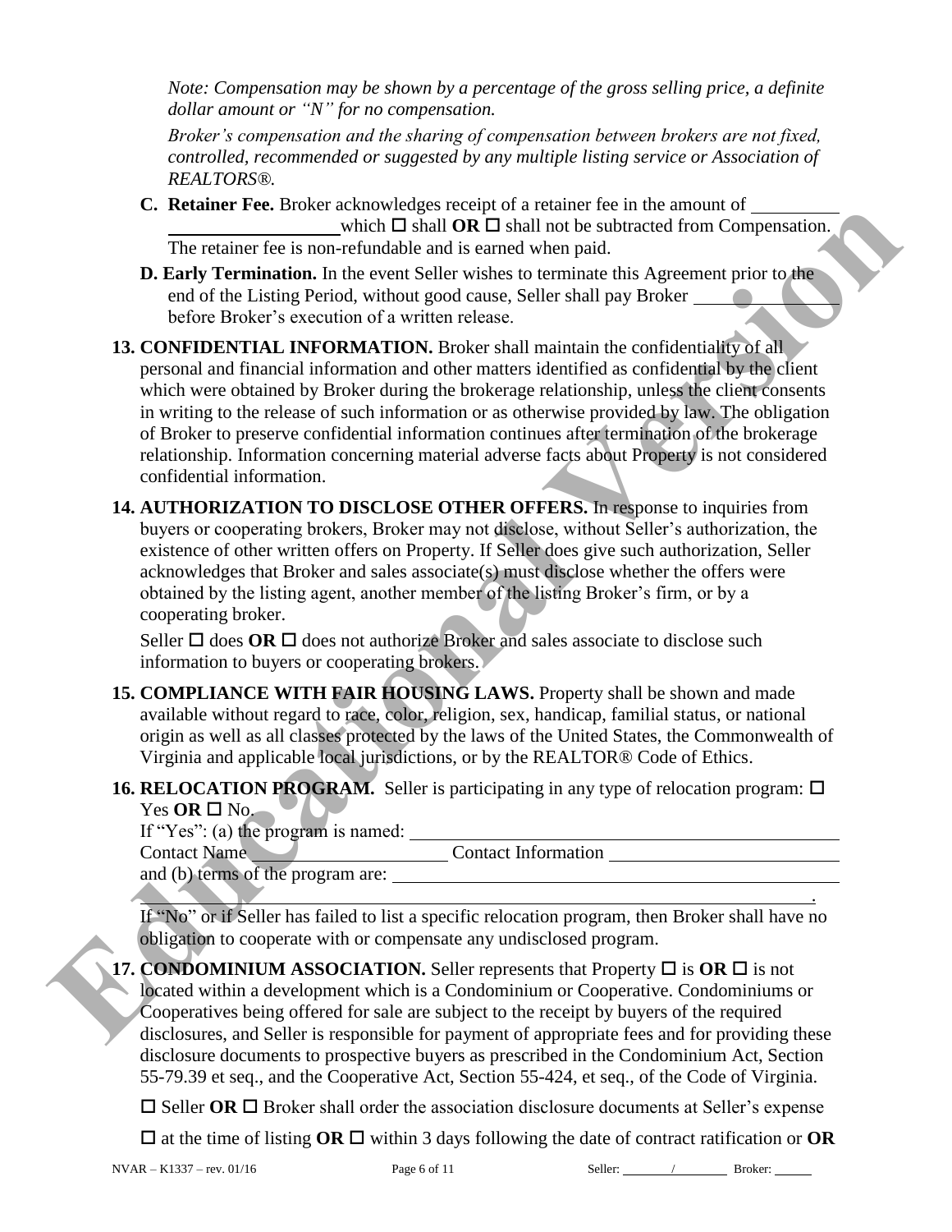*Note: Compensation may be shown by a percentage of the gross selling price, a definite dollar amount or "N" for no compensation.*

*Broker's compensation and the sharing of compensation between brokers are not fixed, controlled, recommended or suggested by any multiple listing service or Association of REALTORS®.*

**C. Retainer Fee.** Broker acknowledges receipt of a retainer fee in the amount of ______________________________ which ☐ shall **OR** ☐ shall not be subtracted from Compensation. The retainer fee is non-refundable and is earned when paid.

**D. Early Termination.** In the event Seller wishes to terminate this Agreement prior to the end of the Listing Period, without good cause, Seller shall pay Broker ______________ before Broker's execution of a written release.

**13. CONFIDENTIAL INFORMATION.** Broker shall maintain the confidentiality of all personal and financial information and other matters identified as confidential by the client which were obtained by Broker during the brokerage relationship, unless the client consents in writing to the release of such information or as otherwise provided by law. The obligation of Broker to preserve confidential information continues after termination of the brokerage relationship. Information concerning material adverse facts about Property is not considered confidential information.

**14. AUTHORIZATION TO DISCLOSE OTHER OFFERS.** In response to inquiries from buyers or cooperating brokers, Broker may not disclose, without Seller's authorization, the existence of other written offers on Property. If Seller does give such authorization, Seller acknowledges that Broker and sales associate(s) must disclose whether the offers were obtained by the listing agent, another member of the listing Broker's firm, or by a cooperating broker.

Seller ☐ does **OR** ☐ does not authorize Broker and sales associate to disclose such information to buyers or cooperating brokers.

**15. COMPLIANCE WITH FAIR HOUSING LAWS.** Property shall be shown and made available without regard to race, color, religion, sex, handicap, familial status, or national origin as well as all classes protected by the laws of the United States, the Commonwealth of Virginia and applicable local jurisdictions, or by the REALTOR® Code of Ethics.

**16. RELOCATION PROGRAM.** Seller is participating in any type of relocation program: ☐ Yes **OR** ☐ No.

If "Yes": (a) the program is named: ______________________________________________

Contact Name ______________________ Contact Information __________________________

and (b) terms of the program are: ________________________________________________

_____________________________________________________________________________.

If "No" or if Seller has failed to list a specific relocation program, then Broker shall have no obligation to cooperate with or compensate any undisclosed program.

**17. CONDOMINIUM ASSOCIATION.** Seller represents that Property ☐ is **OR** ☐ is not located within a development which is a Condominium or Cooperative. Condominiums or Cooperatives being offered for sale are subject to the receipt by buyers of the required disclosures, and Seller is responsible for payment of appropriate fees and for providing these disclosure documents to prospective buyers as prescribed in the Condominium Act, Section 55-79.39 et seq., and the Cooperative Act, Section 55-424, et seq., of the Code of Virginia.

☐ Seller **OR** ☐ Broker shall order the association disclosure documents at Seller's expense

☐ at the time of listing **OR** ☐ within 3 days following the date of contract ratification or **OR**

NVAR – K1337 – rev. 01/16 Seller: _______ / _______ Broker: _____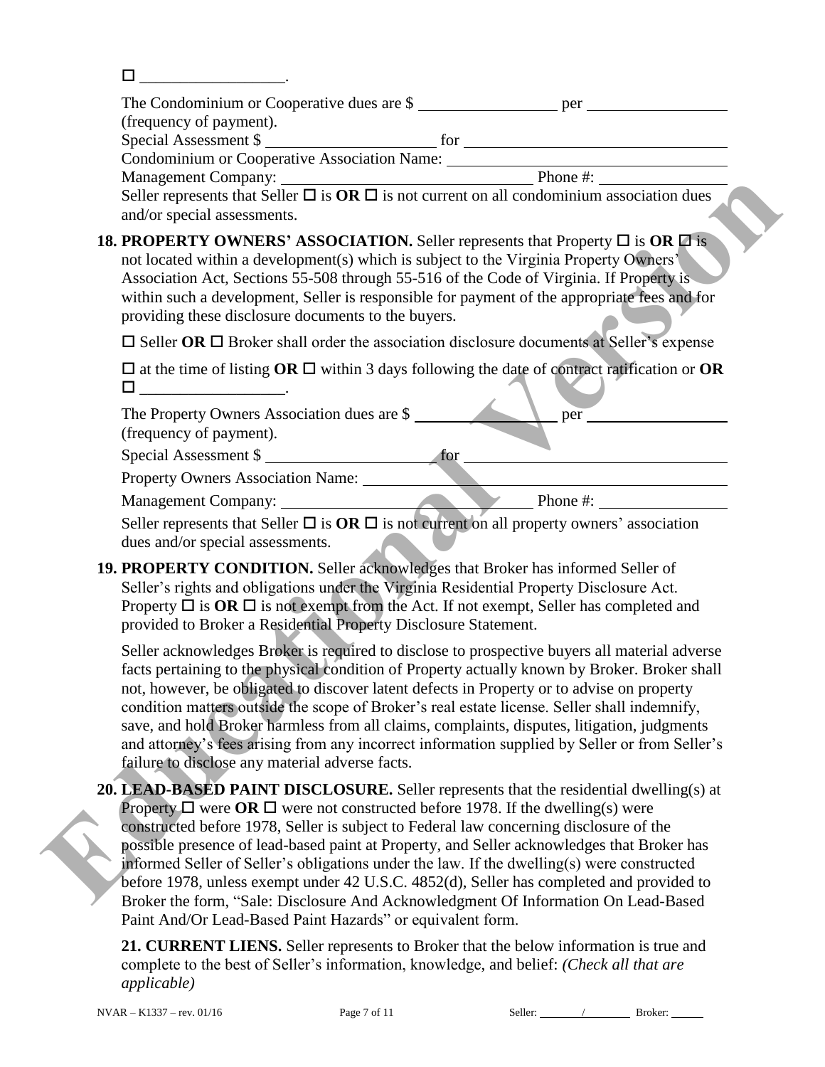☐ __________________.

The Condominium or Cooperative dues are $ _________________ per _________________ (frequency of payment).

Special Assessment $ ______________________ for _________________________________

Condominium or Cooperative Association Name: ________________________________

Management Company: ________________________________ Phone #: _______________

Seller represents that Seller ☐ is **OR** ☐ is not current on all condominium association dues and/or special assessments.

**18. PROPERTY OWNERS' ASSOCIATION.** Seller represents that Property ☐ is **OR** ☐ is not located within a development(s) which is subject to the Virginia Property Owners' Association Act, Sections 55-508 through 55-516 of the Code of Virginia. If Property is within such a development, Seller is responsible for payment of the appropriate fees and for providing these disclosure documents to the buyers.

☐ Seller **OR** ☐ Broker shall order the association disclosure documents at Seller's expense

☐ at the time of listing **OR** ☐ within 3 days following the date of contract ratification or **OR** ☐ __________________.

The Property Owners Association dues are $ _________________ per _________________ (frequency of payment).

Special Assessment $ ______________________ for _________________________________

Property Owners Association Name: _______________________________________________

Management Company: ________________________________ Phone #: _______________

Seller represents that Seller ☐ is **OR** ☐ is not current on all property owners' association dues and/or special assessments.

**19. PROPERTY CONDITION.** Seller acknowledges that Broker has informed Seller of Seller's rights and obligations under the Virginia Residential Property Disclosure Act. Property ☐ is **OR** ☐ is not exempt from the Act. If not exempt, Seller has completed and provided to Broker a Residential Property Disclosure Statement.

Seller acknowledges Broker is required to disclose to prospective buyers all material adverse facts pertaining to the physical condition of Property actually known by Broker. Broker shall not, however, be obligated to discover latent defects in Property or to advise on property condition matters outside the scope of Broker's real estate license. Seller shall indemnify, save, and hold Broker harmless from all claims, complaints, disputes, litigation, judgments and attorney's fees arising from any incorrect information supplied by Seller or from Seller's failure to disclose any material adverse facts.

**20. LEAD-BASED PAINT DISCLOSURE.** Seller represents that the residential dwelling(s) at Property ☐ were **OR** ☐ were not constructed before 1978. If the dwelling(s) were constructed before 1978, Seller is subject to Federal law concerning disclosure of the possible presence of lead-based paint at Property, and Seller acknowledges that Broker has informed Seller of Seller's obligations under the law. If the dwelling(s) were constructed before 1978, unless exempt under 42 U.S.C. 4852(d), Seller has completed and provided to Broker the form, "Sale: Disclosure And Acknowledgment Of Information On Lead-Based Paint And/Or Lead-Based Paint Hazards" or equivalent form.

**21. CURRENT LIENS.** Seller represents to Broker that the below information is true and complete to the best of Seller's information, knowledge, and belief: *(Check all that are applicable)*

NVAR – K1337 – rev. 01/16 Seller: ________/________ Broker: ______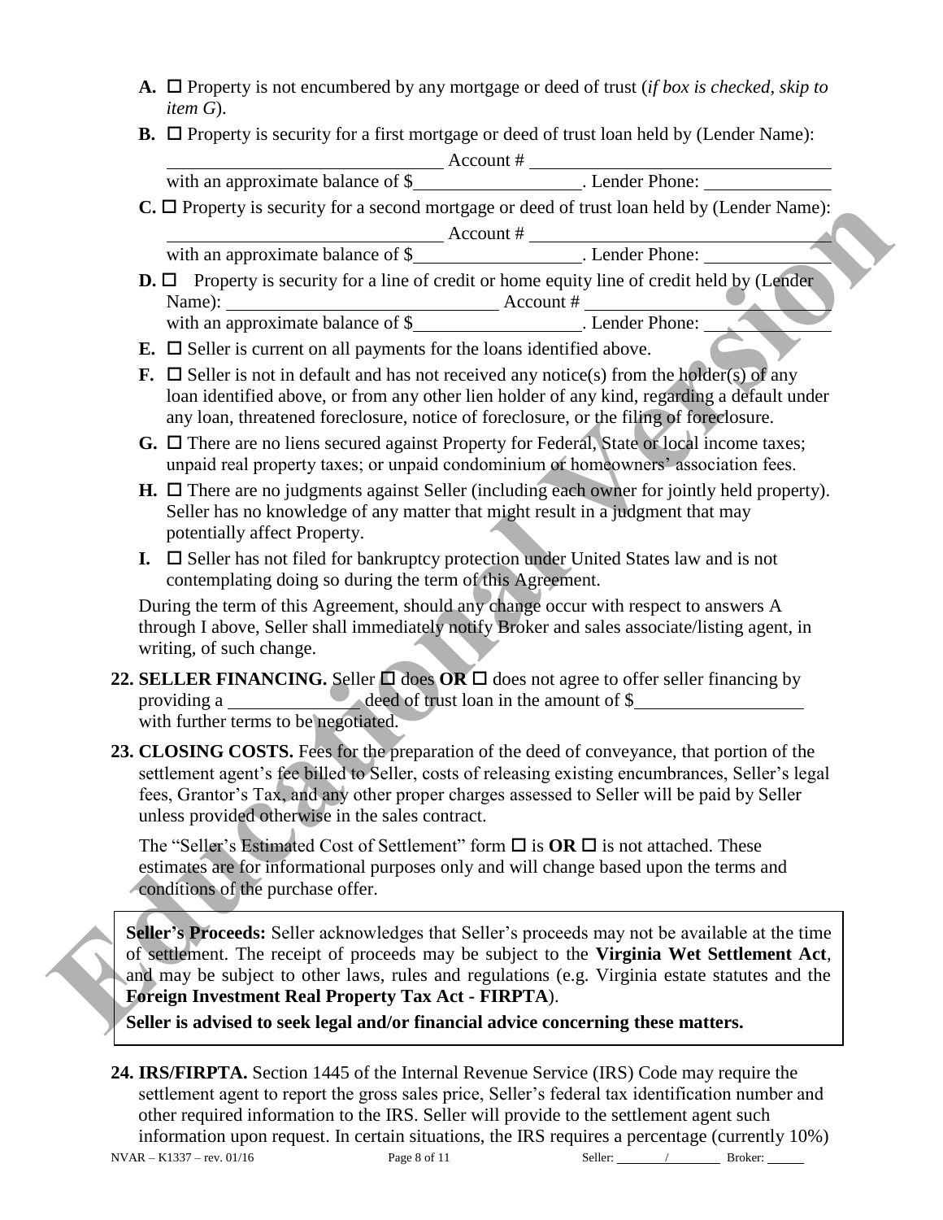**A.** ☐ Property is not encumbered by any mortgage or deed of trust (*if box is checked, skip to item G*).

**B.** ☐ Property is security for a first mortgage or deed of trust loan held by (Lender Name): ______________________________ Account # ______________________________ with an approximate balance of $__________________. Lender Phone: ______________

**C.** ☐ Property is security for a second mortgage or deed of trust loan held by (Lender Name): ______________________________ Account # ______________________________ with an approximate balance of $__________________. Lender Phone: ______________

**D.** ☐ Property is security for a line of credit or home equity line of credit held by (Lender Name): ______________________________ Account # ______________________________ with an approximate balance of $__________________. Lender Phone: ______________

**E.** ☐ Seller is current on all payments for the loans identified above.

**F.** ☐ Seller is not in default and has not received any notice(s) from the holder(s) of any loan identified above, or from any other lien holder of any kind, regarding a default under any loan, threatened foreclosure, notice of foreclosure, or the filing of foreclosure.

**G.** ☐ There are no liens secured against Property for Federal, State or local income taxes; unpaid real property taxes; or unpaid condominium or homeowners' association fees.

**H.** ☐ There are no judgments against Seller (including each owner for jointly held property). Seller has no knowledge of any matter that might result in a judgment that may potentially affect Property.

**I.** ☐ Seller has not filed for bankruptcy protection under United States law and is not contemplating doing so during the term of this Agreement.

During the term of this Agreement, should any change occur with respect to answers A through I above, Seller shall immediately notify Broker and sales associate/listing agent, in writing, of such change.

**22. SELLER FINANCING.** Seller ☐ does **OR** ☐ does not agree to offer seller financing by providing a ______________ deed of trust loan in the amount of $__________________ with further terms to be negotiated.

**23. CLOSING COSTS.** Fees for the preparation of the deed of conveyance, that portion of the settlement agent's fee billed to Seller, costs of releasing existing encumbrances, Seller's legal fees, Grantor's Tax, and any other proper charges assessed to Seller will be paid by Seller unless provided otherwise in the sales contract.

The "Seller's Estimated Cost of Settlement" form ☐ is **OR** ☐ is not attached. These estimates are for informational purposes only and will change based upon the terms and conditions of the purchase offer.

> **Seller's Proceeds:** Seller acknowledges that Seller's proceeds may not be available at the time of settlement. The receipt of proceeds may be subject to the **Virginia Wet Settlement Act**, and may be subject to other laws, rules and regulations (e.g. Virginia estate statutes and the **Foreign Investment Real Property Tax Act - FIRPTA**).
>
> **Seller is advised to seek legal and/or financial advice concerning these matters.**

**24. IRS/FIRPTA.** Section 1445 of the Internal Revenue Service (IRS) Code may require the settlement agent to report the gross sales price, Seller's federal tax identification number and other required information to the IRS. Seller will provide to the settlement agent such information upon request. In certain situations, the IRS requires a percentage (currently 10%)

NVAR – K1337 – rev. 01/16 Seller: ________ / ________ Broker: ______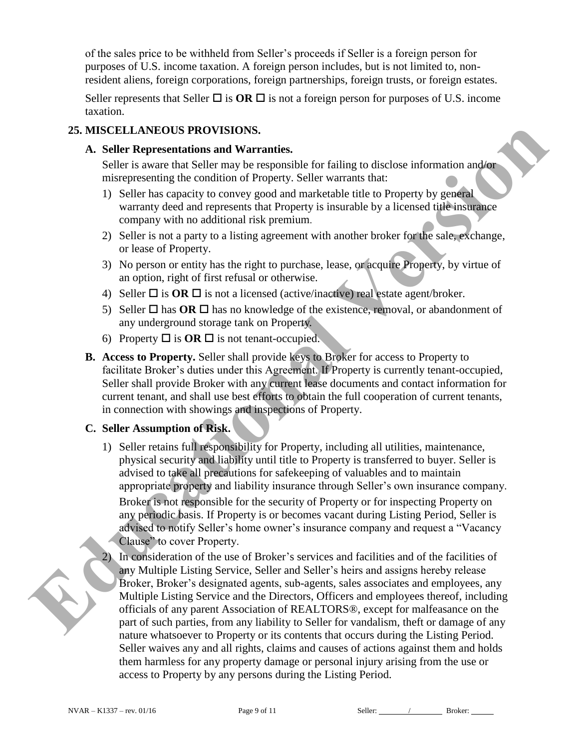of the sales price to be withheld from Seller's proceeds if Seller is a foreign person for purposes of U.S. income taxation. A foreign person includes, but is not limited to, non-resident aliens, foreign corporations, foreign partnerships, foreign trusts, or foreign estates.

Seller represents that Seller ☐ is **OR** ☐ is not a foreign person for purposes of U.S. income taxation.

**25. MISCELLANEOUS PROVISIONS.**

**A. Seller Representations and Warranties.**

Seller is aware that Seller may be responsible for failing to disclose information and/or misrepresenting the condition of Property. Seller warrants that:

1) Seller has capacity to convey good and marketable title to Property by general warranty deed and represents that Property is insurable by a licensed title insurance company with no additional risk premium.
2) Seller is not a party to a listing agreement with another broker for the sale, exchange, or lease of Property.
3) No person or entity has the right to purchase, lease, or acquire Property, by virtue of an option, right of first refusal or otherwise.
4) Seller ☐ is **OR** ☐ is not a licensed (active/inactive) real estate agent/broker.
5) Seller ☐ has **OR** ☐ has no knowledge of the existence, removal, or abandonment of any underground storage tank on Property.
6) Property ☐ is **OR** ☐ is not tenant-occupied.

**B. Access to Property.** Seller shall provide keys to Broker for access to Property to facilitate Broker's duties under this Agreement. If Property is currently tenant-occupied, Seller shall provide Broker with any current lease documents and contact information for current tenant, and shall use best efforts to obtain the full cooperation of current tenants, in connection with showings and inspections of Property.

**C. Seller Assumption of Risk.**

1) Seller retains full responsibility for Property, including all utilities, maintenance, physical security and liability until title to Property is transferred to buyer. Seller is advised to take all precautions for safekeeping of valuables and to maintain appropriate property and liability insurance through Seller's own insurance company. Broker is not responsible for the security of Property or for inspecting Property on any periodic basis. If Property is or becomes vacant during Listing Period, Seller is advised to notify Seller's home owner's insurance company and request a "Vacancy Clause" to cover Property.
2) In consideration of the use of Broker's services and facilities and of the facilities of any Multiple Listing Service, Seller and Seller's heirs and assigns hereby release Broker, Broker's designated agents, sub-agents, sales associates and employees, any Multiple Listing Service and the Directors, Officers and employees thereof, including officials of any parent Association of REALTORS®, except for malfeasance on the part of such parties, from any liability to Seller for vandalism, theft or damage of any nature whatsoever to Property or its contents that occurs during the Listing Period. Seller waives any and all rights, claims and causes of actions against them and holds them harmless for any property damage or personal injury arising from the use or access to Property by any persons during the Listing Period.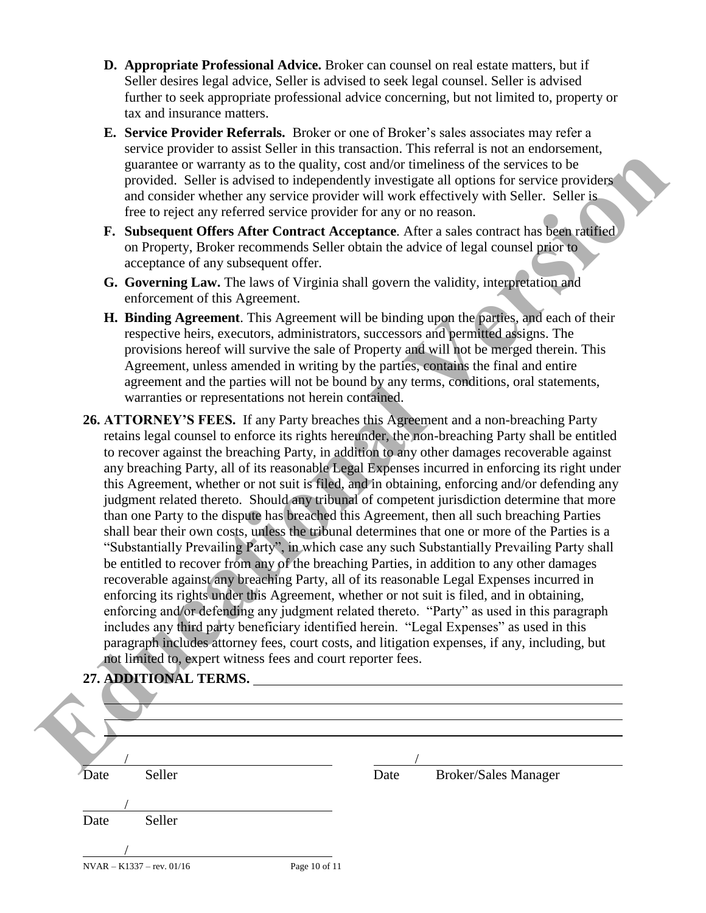- **D. Appropriate Professional Advice.** Broker can counsel on real estate matters, but if Seller desires legal advice, Seller is advised to seek legal counsel. Seller is advised further to seek appropriate professional advice concerning, but not limited to, property or tax and insurance matters.
- **E. Service Provider Referrals.** Broker or one of Broker's sales associates may refer a service provider to assist Seller in this transaction. This referral is not an endorsement, guarantee or warranty as to the quality, cost and/or timeliness of the services to be provided. Seller is advised to independently investigate all options for service providers and consider whether any service provider will work effectively with Seller. Seller is free to reject any referred service provider for any or no reason.
- **F. Subsequent Offers After Contract Acceptance**. After a sales contract has been ratified on Property, Broker recommends Seller obtain the advice of legal counsel prior to acceptance of any subsequent offer.
- **G. Governing Law.** The laws of Virginia shall govern the validity, interpretation and enforcement of this Agreement.
- **H. Binding Agreement**. This Agreement will be binding upon the parties, and each of their respective heirs, executors, administrators, successors and permitted assigns. The provisions hereof will survive the sale of Property and will not be merged therein. This Agreement, unless amended in writing by the parties, contains the final and entire agreement and the parties will not be bound by any terms, conditions, oral statements, warranties or representations not herein contained.

**26. ATTORNEY'S FEES.** If any Party breaches this Agreement and a non-breaching Party retains legal counsel to enforce its rights hereunder, the non-breaching Party shall be entitled to recover against the breaching Party, in addition to any other damages recoverable against any breaching Party, all of its reasonable Legal Expenses incurred in enforcing its right under this Agreement, whether or not suit is filed, and in obtaining, enforcing and/or defending any judgment related thereto. Should any tribunal of competent jurisdiction determine that more than one Party to the dispute has breached this Agreement, then all such breaching Parties shall bear their own costs, unless the tribunal determines that one or more of the Parties is a "Substantially Prevailing Party", in which case any such Substantially Prevailing Party shall be entitled to recover from any of the breaching Parties, in addition to any other damages recoverable against any breaching Party, all of its reasonable Legal Expenses incurred in enforcing its rights under this Agreement, whether or not suit is filed, and in obtaining, enforcing and/or defending any judgment related thereto. "Party" as used in this paragraph includes any third party beneficiary identified herein. "Legal Expenses" as used in this paragraph includes attorney fees, court costs, and litigation expenses, if any, including, but not limited to, expert witness fees and court reporter fees.

**27. ADDITIONAL TERMS.** ______________________________________________

______________________________________________________________________

______________________________________________________________________

______________________________________________________________________

_______ / ______________________ &nbsp;&nbsp;&nbsp;&nbsp; _______ / ______________________
Date &nbsp;&nbsp; Seller &nbsp;&nbsp;&nbsp;&nbsp;&nbsp;&nbsp;&nbsp;&nbsp;&nbsp;&nbsp;&nbsp;&nbsp;&nbsp;&nbsp;&nbsp;&nbsp;&nbsp;&nbsp;&nbsp;&nbsp;&nbsp;&nbsp;&nbsp;&nbsp; Date &nbsp;&nbsp; Broker/Sales Manager

_______ / ______________________
Date &nbsp;&nbsp; Seller

_______ / ______________________

NVAR – K1337 – rev. 01/16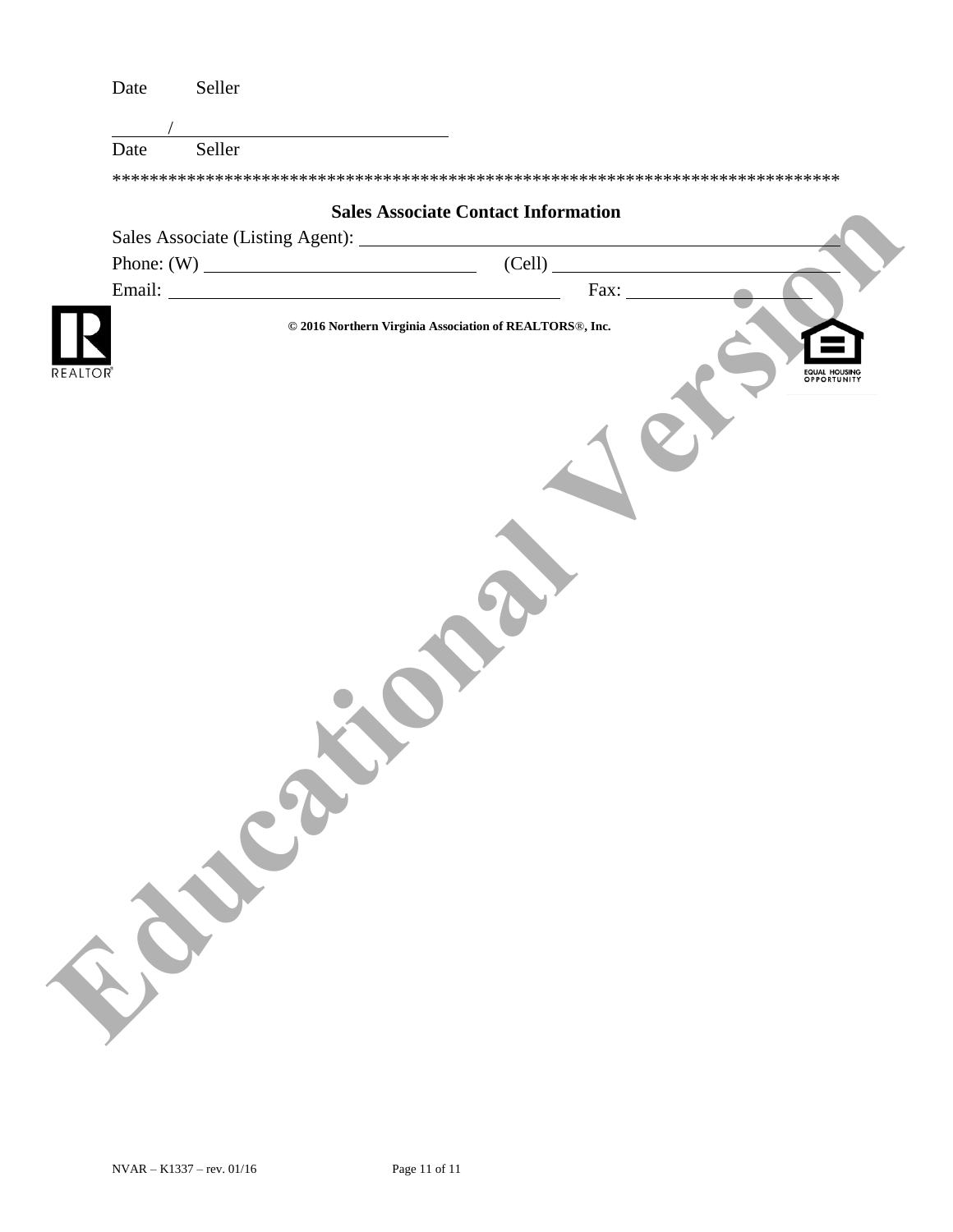Date Seller

______ / ______________________________

Date Seller

*******************************************************************************

**Sales Associate Contact Information**

Sales Associate (Listing Agent): ______________________________________________

Phone: (W) ______________________________ (Cell) ______________________________

Email: ________________________________________ Fax: ____________________

**© 2016 Northern Virginia Association of REALTORS®, Inc.**

NVAR – K1337 – rev. 01/16